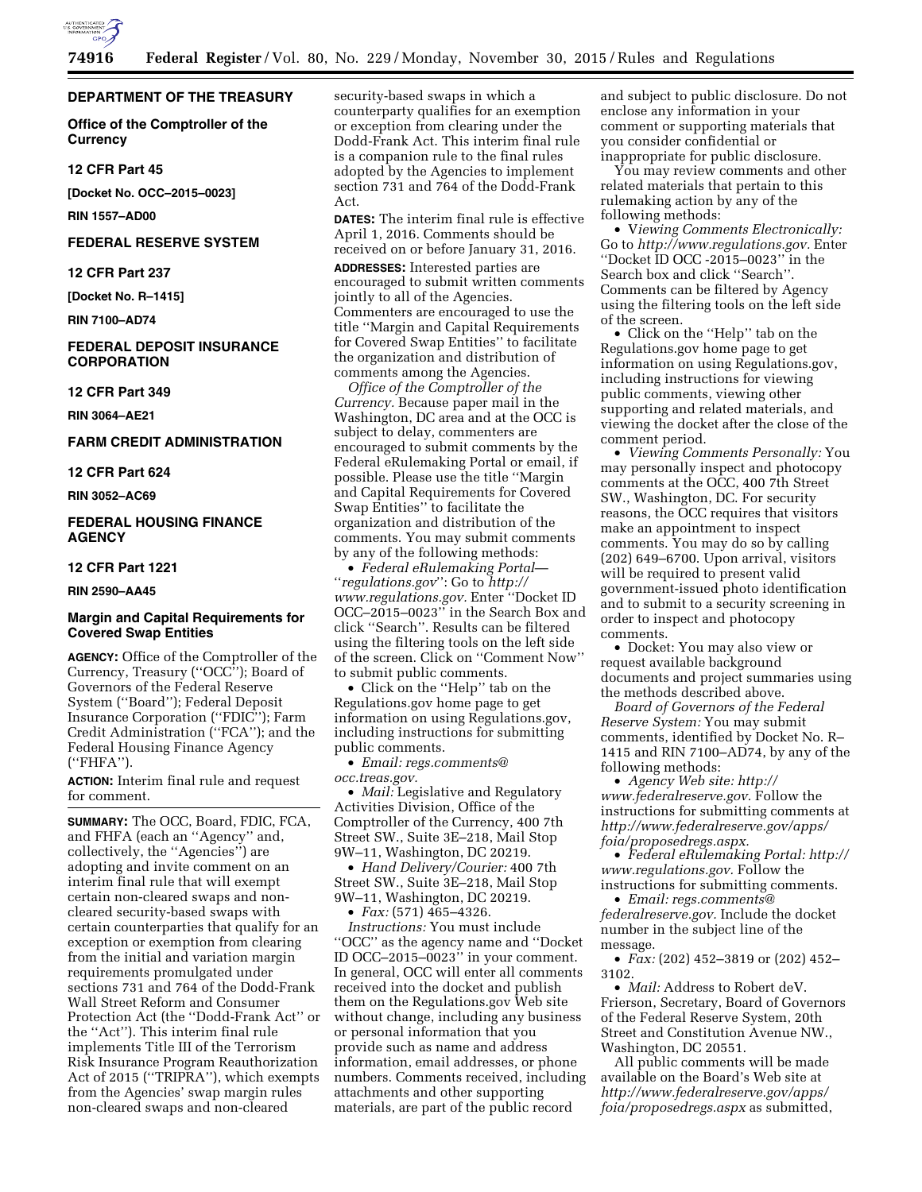## DEPARTMENT OF THE TREASURY

### Office of the Comptroller of the Currency

### 12 CFR Part 45

**[Docket No. OCC–2015–0023]**

**RIN 1557–AD00**

## FEDERAL RESERVE SYSTEM

### 12 CFR Part 237

**[Docket No. R–1415]**

**RIN 7100–AD74**

## FEDERAL DEPOSIT INSURANCE CORPORATION

### 12 CFR Part 349

**RIN 3064–AE21**

## FARM CREDIT ADMINISTRATION

### 12 CFR Part 624

**RIN 3052–AC69**

## FEDERAL HOUSING FINANCE AGENCY

### 12 CFR Part 1221

**RIN 2590–AA45**

## Margin and Capital Requirements for Covered Swap Entities

**AGENCY:** Office of the Comptroller of the Currency, Treasury (''OCC''); Board of Governors of the Federal Reserve System (''Board''); Federal Deposit Insurance Corporation (''FDIC''); Farm Credit Administration (''FCA''); and the Federal Housing Finance Agency (''FHFA'').

**ACTION:** Interim final rule and request for comment.

**SUMMARY:** The OCC, Board, FDIC, FCA, and FHFA (each an ''Agency'' and, collectively, the ''Agencies'') are adopting and invite comment on an interim final rule that will exempt certain non-cleared swaps and non-cleared security-based swaps with certain counterparties that qualify for an exception or exemption from clearing from the initial and variation margin requirements promulgated under sections 731 and 764 of the Dodd-Frank Wall Street Reform and Consumer Protection Act (the ''Dodd-Frank Act'' or the ''Act''). This interim final rule implements Title III of the Terrorism Risk Insurance Program Reauthorization Act of 2015 (''TRIPRA''), which exempts from the Agencies' swap margin rules non-cleared swaps and non-cleared security-based swaps in which a counterparty qualifies for an exemption or exception from clearing under the Dodd-Frank Act. This interim final rule is a companion rule to the final rules adopted by the Agencies to implement section 731 and 764 of the Dodd-Frank Act.

**DATES:** The interim final rule is effective April 1, 2016. Comments should be received on or before January 31, 2016.

**ADDRESSES:** Interested parties are encouraged to submit written comments jointly to all of the Agencies. Commenters are encouraged to use the title ''Margin and Capital Requirements for Covered Swap Entities'' to facilitate the organization and distribution of comments among the Agencies.

*Office of the Comptroller of the Currency.* Because paper mail in the Washington, DC area and at the OCC is subject to delay, commenters are encouraged to submit comments by the Federal eRulemaking Portal or email, if possible. Please use the title ''Margin and Capital Requirements for Covered Swap Entities'' to facilitate the organization and distribution of the comments. You may submit comments by any of the following methods:

- *Federal eRulemaking Portal—''regulations.gov''*: Go to *http://www.regulations.gov.* Enter ''Docket ID OCC–2015–0023'' in the Search Box and click ''Search''. Results can be filtered using the filtering tools on the left side of the screen. Click on ''Comment Now'' to submit public comments.
- Click on the ''Help'' tab on the Regulations.gov home page to get information on using Regulations.gov, including instructions for submitting public comments.
- *Email: regs.comments@occ.treas.gov.*
- *Mail:* Legislative and Regulatory Activities Division, Office of the Comptroller of the Currency, 400 7th Street SW., Suite 3E–218, Mail Stop 9W–11, Washington, DC 20219.
- *Hand Delivery/Courier:* 400 7th Street SW., Suite 3E–218, Mail Stop 9W–11, Washington, DC 20219.
- *Fax:* (571) 465–4326.

*Instructions:* You must include ''OCC'' as the agency name and ''Docket ID OCC–2015–0023'' in your comment. In general, OCC will enter all comments received into the docket and publish them on the Regulations.gov Web site without change, including any business or personal information that you provide such as name and address information, email addresses, or phone numbers. Comments received, including attachments and other supporting materials, are part of the public record and subject to public disclosure. Do not enclose any information in your comment or supporting materials that you consider confidential or inappropriate for public disclosure.

You may review comments and other related materials that pertain to this rulemaking action by any of the following methods:

- *Viewing Comments Electronically:* Go to *http://www.regulations.gov.* Enter ''Docket ID OCC -2015–0023'' in the Search box and click ''Search''. Comments can be filtered by Agency using the filtering tools on the left side of the screen.
- Click on the ''Help'' tab on the Regulations.gov home page to get information on using Regulations.gov, including instructions for viewing public comments, viewing other supporting and related materials, and viewing the docket after the close of the comment period.
- *Viewing Comments Personally:* You may personally inspect and photocopy comments at the OCC, 400 7th Street SW., Washington, DC. For security reasons, the OCC requires that visitors make an appointment to inspect comments. You may do so by calling (202) 649–6700. Upon arrival, visitors will be required to present valid government-issued photo identification and to submit to a security screening in order to inspect and photocopy comments.
- Docket: You may also view or request available background documents and project summaries using the methods described above.

*Board of Governors of the Federal Reserve System:* You may submit comments, identified by Docket No. R–1415 and RIN 7100–AD74, by any of the following methods:

- *Agency Web site: http://www.federalreserve.gov.* Follow the instructions for submitting comments at *http://www.federalreserve.gov/apps/foia/proposedregs.aspx.*
- *Federal eRulemaking Portal: http://www.regulations.gov.* Follow the instructions for submitting comments.
- *Email: regs.comments@federalreserve.gov.* Include the docket number in the subject line of the message.
- *Fax:* (202) 452–3819 or (202) 452–3102.
- *Mail:* Address to Robert deV. Frierson, Secretary, Board of Governors of the Federal Reserve System, 20th Street and Constitution Avenue NW., Washington, DC 20551.

All public comments will be made available on the Board's Web site at *http://www.federalreserve.gov/apps/foia/proposedregs.aspx* as submitted,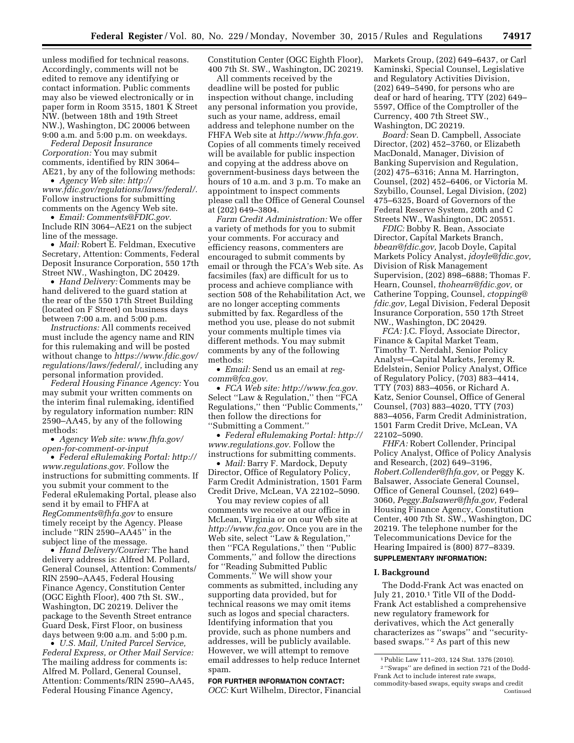unless modified for technical reasons. Accordingly, comments will not be edited to remove any identifying or contact information. Public comments may also be viewed electronically or in paper form in Room 3515, 1801 K Street NW. (between 18th and 19th Street NW.), Washington, DC 20006 between 9:00 a.m. and 5:00 p.m. on weekdays.

*Federal Deposit Insurance Corporation:* You may submit comments, identified by RIN 3064–AE21, by any of the following methods:

- *Agency Web site: http://www.fdic.gov/regulations/laws/federal/.* Follow instructions for submitting comments on the Agency Web site.
- *Email: Comments@FDIC.gov.* Include RIN 3064–AE21 on the subject line of the message.
- *Mail:* Robert E. Feldman, Executive Secretary, Attention: Comments, Federal Deposit Insurance Corporation, 550 17th Street NW., Washington, DC 20429.
- *Hand Delivery:* Comments may be hand delivered to the guard station at the rear of the 550 17th Street Building (located on F Street) on business days between 7:00 a.m. and 5:00 p.m.

*Instructions:* All comments received must include the agency name and RIN for this rulemaking and will be posted without change to *https://www.fdic.gov/regulations/laws/federal/,* including any personal information provided.

*Federal Housing Finance Agency:* You may submit your written comments on the interim final rulemaking, identified by regulatory information number: RIN 2590–AA45, by any of the following methods:

- *Agency Web site: www.fhfa.gov/open-for-comment-or-input*
- *Federal eRulemaking Portal: http://www.regulations.gov.* Follow the instructions for submitting comments. If you submit your comment to the Federal eRulemaking Portal, please also send it by email to FHFA at *RegComments@fhfa.gov* to ensure timely receipt by the Agency. Please include ''RIN 2590–AA45'' in the subject line of the message.
- *Hand Delivery/Courier:* The hand delivery address is: Alfred M. Pollard, General Counsel, Attention: Comments/RIN 2590–AA45, Federal Housing Finance Agency, Constitution Center (OGC Eighth Floor), 400 7th St. SW., Washington, DC 20219. Deliver the package to the Seventh Street entrance Guard Desk, First Floor, on business days between 9:00 a.m. and 5:00 p.m.
- *U.S. Mail, United Parcel Service, Federal Express, or Other Mail Service:* The mailing address for comments is: Alfred M. Pollard, General Counsel, Attention: Comments/RIN 2590–AA45, Federal Housing Finance Agency, Constitution Center (OGC Eighth Floor), 400 7th St. SW., Washington, DC 20219.

All comments received by the deadline will be posted for public inspection without change, including any personal information you provide, such as your name, address, email address and telephone number on the FHFA Web site at *http://www.fhfa.gov.* Copies of all comments timely received will be available for public inspection and copying at the address above on government-business days between the hours of 10 a.m. and 3 p.m. To make an appointment to inspect comments please call the Office of General Counsel at (202) 649–3804.

*Farm Credit Administration:* We offer a variety of methods for you to submit your comments. For accuracy and efficiency reasons, commenters are encouraged to submit comments by email or through the FCA's Web site. As facsimiles (fax) are difficult for us to process and achieve compliance with section 508 of the Rehabilitation Act, we are no longer accepting comments submitted by fax. Regardless of the method you use, please do not submit your comments multiple times via different methods. You may submit comments by any of the following methods:

- *Email:* Send us an email at *reg-comm@fca.gov.*
- *FCA Web site: http://www.fca.gov.* Select ''Law & Regulation,'' then ''FCA Regulations,'' then ''Public Comments,'' then follow the directions for ''Submitting a Comment.''
- *Federal eRulemaking Portal: http://www.regulations.gov.* Follow the instructions for submitting comments.
- *Mail:* Barry F. Mardock, Deputy Director, Office of Regulatory Policy, Farm Credit Administration, 1501 Farm Credit Drive, McLean, VA 22102–5090.

You may review copies of all comments we receive at our office in McLean, Virginia or on our Web site at *http://www.fca.gov.* Once you are in the Web site, select ''Law & Regulation,'' then ''FCA Regulations,'' then ''Public Comments,'' and follow the directions for ''Reading Submitted Public Comments.'' We will show your comments as submitted, including any supporting data provided, but for technical reasons we may omit items such as logos and special characters. Identifying information that you provide, such as phone numbers and addresses, will be publicly available. However, we will attempt to remove email addresses to help reduce Internet spam.

**FOR FURTHER INFORMATION CONTACT:**

*OCC:* Kurt Wilhelm, Director, Financial Markets Group, (202) 649–6437, or Carl Kaminski, Special Counsel, Legislative and Regulatory Activities Division, (202) 649–5490, for persons who are deaf or hard of hearing, TTY (202) 649–5597, Office of the Comptroller of the Currency, 400 7th Street SW., Washington, DC 20219.

*Board:* Sean D. Campbell, Associate Director, (202) 452–3760, or Elizabeth MacDonald, Manager, Division of Banking Supervision and Regulation, (202) 475–6316; Anna M. Harrington, Counsel, (202) 452–6406, or Victoria M. Szybillo, Counsel, Legal Division, (202) 475–6325, Board of Governors of the Federal Reserve System, 20th and C Streets NW., Washington, DC 20551.

*FDIC:* Bobby R. Bean, Associate Director, Capital Markets Branch, *bbean@fdic.gov,* Jacob Doyle, Capital Markets Policy Analyst, *jdoyle@fdic.gov,* Division of Risk Management Supervision, (202) 898–6888; Thomas F. Hearn, Counsel, *thohearn@fdic.gov,* or Catherine Topping, Counsel, *ctopping@fdic.gov,* Legal Division, Federal Deposit Insurance Corporation, 550 17th Street NW., Washington, DC 20429.

*FCA:* J.C. Floyd, Associate Director, Finance & Capital Market Team, Timothy T. Nerdahl, Senior Policy Analyst—Capital Markets, Jeremy R. Edelstein, Senior Policy Analyst, Office of Regulatory Policy, (703) 883–4414, TTY (703) 883–4056, or Richard A. Katz, Senior Counsel, Office of General Counsel, (703) 883–4020, TTY (703) 883–4056, Farm Credit Administration, 1501 Farm Credit Drive, McLean, VA 22102–5090.

*FHFA:* Robert Collender, Principal Policy Analyst, Office of Policy Analysis and Research, (202) 649–3196, *Robert.Collender@fhfa.gov,* or Peggy K. Balsawer, Associate General Counsel, Office of General Counsel, (202) 649–3060, *Peggy.Balsawer@fhfa.gov,* Federal Housing Finance Agency, Constitution Center, 400 7th St. SW., Washington, DC 20219. The telephone number for the Telecommunications Device for the Hearing Impaired is (800) 877–8339.

**SUPPLEMENTARY INFORMATION:**

## I. Background

The Dodd-Frank Act was enacted on July 21, 2010.[1] Title VII of the Dodd-Frank Act established a comprehensive new regulatory framework for derivatives, which the Act generally characterizes as ''swaps'' and ''security-based swaps.''[2] As part of this new

---

[1] Public Law 111–203, 124 Stat. 1376 (2010).

[2] ''Swaps'' are defined in section 721 of the Dodd-Frank Act to include interest rate swaps, commodity-based swaps, equity swaps and credit
Continued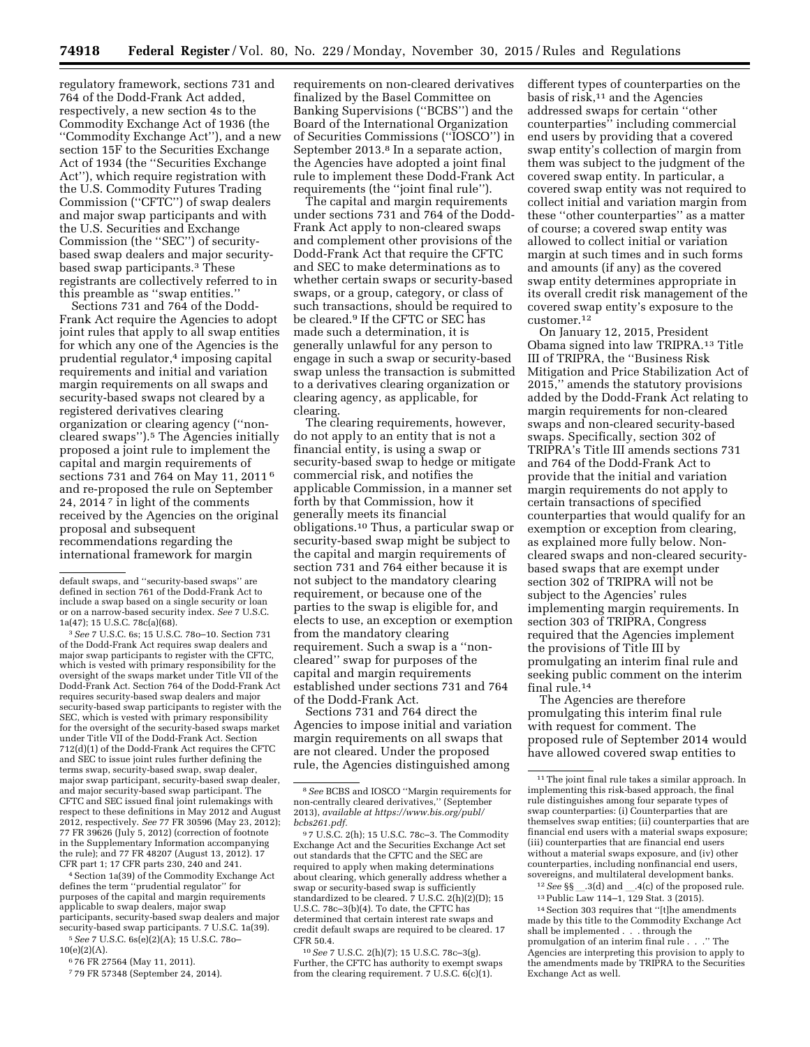regulatory framework, sections 731 and 764 of the Dodd-Frank Act added, respectively, a new section 4s to the Commodity Exchange Act of 1936 (the ''Commodity Exchange Act''), and a new section 15F to the Securities Exchange Act of 1934 (the ''Securities Exchange Act''), which require registration with the U.S. Commodity Futures Trading Commission (''CFTC'') of swap dealers and major swap participants and with the U.S. Securities and Exchange Commission (the ''SEC'') of security-based swap dealers and major security-based swap participants.[3] These registrants are collectively referred to in this preamble as ''swap entities.''

Sections 731 and 764 of the Dodd-Frank Act require the Agencies to adopt joint rules that apply to all swap entities for which any one of the Agencies is the prudential regulator,[4] imposing capital requirements and initial and variation margin requirements on all swaps and security-based swaps not cleared by a registered derivatives clearing organization or clearing agency (''non-cleared swaps'').[5] The Agencies initially proposed a joint rule to implement the capital and margin requirements of sections 731 and 764 on May 11, 2011[6] and re-proposed the rule on September 24, 2014[7] in light of the comments received by the Agencies on the original proposal and subsequent recommendations regarding the international framework for margin requirements on non-cleared derivatives finalized by the Basel Committee on Banking Supervisions (''BCBS'') and the Board of the International Organization of Securities Commissions (''IOSCO'') in September 2013.[8] In a separate action, the Agencies have adopted a joint final rule to implement these Dodd-Frank Act requirements (the ''joint final rule'').

The capital and margin requirements under sections 731 and 764 of the Dodd-Frank Act apply to non-cleared swaps and complement other provisions of the Dodd-Frank Act that require the CFTC and SEC to make determinations as to whether certain swaps or security-based swaps, or a group, category, or class of such transactions, should be required to be cleared.[9] If the CFTC or SEC has made such a determination, it is generally unlawful for any person to engage in such a swap or security-based swap unless the transaction is submitted to a derivatives clearing organization or clearing agency, as applicable, for clearing.

The clearing requirements, however, do not apply to an entity that is not a financial entity, is using a swap or security-based swap to hedge or mitigate commercial risk, and notifies the applicable Commission, in a manner set forth by that Commission, how it generally meets its financial obligations.[10] Thus, a particular swap or security-based swap might be subject to the capital and margin requirements of section 731 and 764 either because it is not subject to the mandatory clearing requirement, or because one of the parties to the swap is eligible for, and elects to use, an exception or exemption from the mandatory clearing requirement. Such a swap is a ''non-cleared'' swap for purposes of the capital and margin requirements established under sections 731 and 764 of the Dodd-Frank Act.

Sections 731 and 764 direct the Agencies to impose initial and variation margin requirements on all swaps that are not cleared. Under the proposed rule, the Agencies distinguished among different types of counterparties on the basis of risk,[11] and the Agencies addressed swaps for certain ''other counterparties'' including commercial end users by providing that a covered swap entity's collection of margin from them was subject to the judgment of the covered swap entity. In particular, a covered swap entity was not required to collect initial and variation margin from these ''other counterparties'' as a matter of course; a covered swap entity was allowed to collect initial or variation margin at such times and in such forms and amounts (if any) as the covered swap entity determines appropriate in its overall credit risk management of the covered swap entity's exposure to the customer.[12]

On January 12, 2015, President Obama signed into law TRIPRA.[13] Title III of TRIPRA, the ''Business Risk Mitigation and Price Stabilization Act of 2015,'' amends the statutory provisions added by the Dodd-Frank Act relating to margin requirements for non-cleared swaps and non-cleared security-based swaps. Specifically, section 302 of TRIPRA's Title III amends sections 731 and 764 of the Dodd-Frank Act to provide that the initial and variation margin requirements do not apply to certain transactions of specified counterparties that would qualify for an exemption or exception from clearing, as explained more fully below. Non-cleared swaps and non-cleared security-based swaps that are exempt under section 302 of TRIPRA will not be subject to the Agencies' rules implementing margin requirements. In section 303 of TRIPRA, Congress required that the Agencies implement the provisions of Title III by promulgating an interim final rule and seeking public comment on the interim final rule.[14]

The Agencies are therefore promulgating this interim final rule with request for comment. The proposed rule of September 2014 would have allowed covered swap entities to

---

default swaps, and ''security-based swaps'' are defined in section 761 of the Dodd-Frank Act to include a swap based on a single security or loan or on a narrow-based security index. *See* 7 U.S.C. 1a(47); 15 U.S.C. 78c(a)(68).

[3] *See* 7 U.S.C. 6s; 15 U.S.C. 78o–10. Section 731 of the Dodd-Frank Act requires swap dealers and major swap participants to register with the CFTC, which is vested with primary responsibility for the oversight of the swaps market under Title VII of the Dodd-Frank Act. Section 764 of the Dodd-Frank Act requires security-based swap dealers and major security-based swap participants to register with the SEC, which is vested with primary responsibility for the oversight of the security-based swaps market under Title VII of the Dodd-Frank Act. Section 712(d)(1) of the Dodd-Frank Act requires the CFTC and SEC to issue joint rules further defining the terms swap, security-based swap, swap dealer, major swap participant, security-based swap dealer, and major security-based swap participant. The CFTC and SEC issued final joint rulemakings with respect to these definitions in May 2012 and August 2012, respectively. *See* 77 FR 30596 (May 23, 2012); 77 FR 39626 (July 5, 2012) (correction of footnote in the Supplementary Information accompanying the rule); and 77 FR 48207 (August 13, 2012). 17 CFR part 1; 17 CFR parts 230, 240 and 241.

[4] Section 1a(39) of the Commodity Exchange Act defines the term ''prudential regulator'' for purposes of the capital and margin requirements applicable to swap dealers, major swap participants, security-based swap dealers and major security-based swap participants. 7 U.S.C. 1a(39).

[5] *See* 7 U.S.C. 6s(e)(2)(A); 15 U.S.C. 78o–10(e)(2)(A).

[6] 76 FR 27564 (May 11, 2011).

[7] 79 FR 57348 (September 24, 2014).

[8] *See* BCBS and IOSCO ''Margin requirements for non-centrally cleared derivatives,'' (September 2013), *available at https://www.bis.org/publ/bcbs261.pdf.*

[9] 7 U.S.C. 2(h); 15 U.S.C. 78c–3. The Commodity Exchange Act and the Securities Exchange Act set out standards that the CFTC and the SEC are required to apply when making determinations about clearing, which generally address whether a swap or security-based swap is sufficiently standardized to be cleared. 7 U.S.C. 2(h)(2)(D); 15 U.S.C. 78c–3(b)(4). To date, the CFTC has determined that certain interest rate swaps and credit default swaps are required to be cleared. 17 CFR 50.4.

[10] *See* 7 U.S.C. 2(h)(7); 15 U.S.C. 78c–3(g). Further, the CFTC has authority to exempt swaps from the clearing requirement. 7 U.S.C. 6(c)(1).

[11] The joint final rule takes a similar approach. In implementing this risk-based approach, the final rule distinguishes among four separate types of swap counterparties: (i) Counterparties that are themselves swap entities; (ii) counterparties that are financial end users with a material swaps exposure; (iii) counterparties that are financial end users without a material swaps exposure, and (iv) other counterparties, including nonfinancial end users, sovereigns, and multilateral development banks.

[12] *See* §§ __.3(d) and __.4(c) of the proposed rule.

[13] Public Law 114–1, 129 Stat. 3 (2015).

[14] Section 303 requires that ''[t]he amendments made by this title to the Commodity Exchange Act shall be implemented . . . through the promulgation of an interim final rule . . .'' The Agencies are interpreting this provision to apply to the amendments made by TRIPRA to the Securities Exchange Act as well.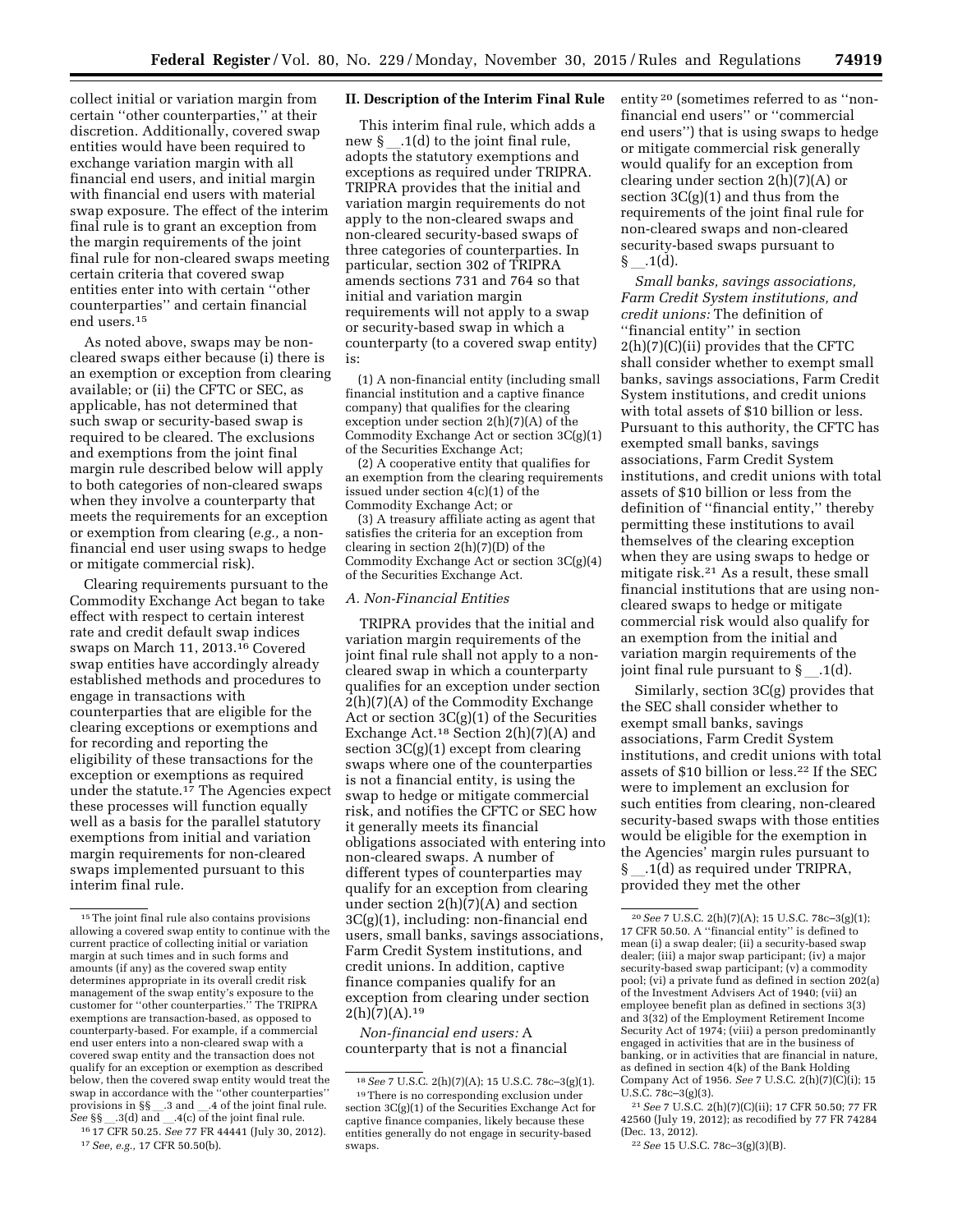collect initial or variation margin from certain "other counterparties," at their discretion. Additionally, covered swap entities would have been required to exchange variation margin with all financial end users, and initial margin with financial end users with material swap exposure. The effect of the interim final rule is to grant an exception from the margin requirements of the joint final rule for non-cleared swaps meeting certain criteria that covered swap entities enter into with certain "other counterparties" and certain financial end users.[15]

As noted above, swaps may be non-cleared swaps either because (i) there is an exemption or exception from clearing available; or (ii) the CFTC or SEC, as applicable, has not determined that such swap or security-based swap is required to be cleared. The exclusions and exemptions from the joint final margin rule described below will apply to both categories of non-cleared swaps when they involve a counterparty that meets the requirements for an exception or exemption from clearing (*e.g.,* a non-financial end user using swaps to hedge or mitigate commercial risk).

Clearing requirements pursuant to the Commodity Exchange Act began to take effect with respect to certain interest rate and credit default swap indices swaps on March 11, 2013.[16] Covered swap entities have accordingly already established methods and procedures to engage in transactions with counterparties that are eligible for the clearing exceptions or exemptions and for recording and reporting the eligibility of these transactions for the exception or exemptions as required under the statute.[17] The Agencies expect these processes will function equally well as a basis for the parallel statutory exemptions from initial and variation margin requirements for non-cleared swaps implemented pursuant to this interim final rule.

## II. Description of the Interim Final Rule

This interim final rule, which adds a new § __.1(d) to the joint final rule, adopts the statutory exemptions and exceptions as required under TRIPRA. TRIPRA provides that the initial and variation margin requirements do not apply to the non-cleared swaps and non-cleared security-based swaps of three categories of counterparties. In particular, section 302 of TRIPRA amends sections 731 and 764 so that initial and variation margin requirements will not apply to a swap or security-based swap in which a counterparty (to a covered swap entity) is:

(1) A non-financial entity (including small financial institution and a captive finance company) that qualifies for the clearing exception under section 2(h)(7)(A) of the Commodity Exchange Act or section 3C(g)(1) of the Securities Exchange Act;

(2) A cooperative entity that qualifies for an exemption from the clearing requirements issued under section 4(c)(1) of the Commodity Exchange Act; or

(3) A treasury affiliate acting as agent that satisfies the criteria for an exception from clearing in section 2(h)(7)(D) of the Commodity Exchange Act or section 3C(g)(4) of the Securities Exchange Act.

### A. Non-Financial Entities

TRIPRA provides that the initial and variation margin requirements of the joint final rule shall not apply to a non-cleared swap in which a counterparty qualifies for an exception under section 2(h)(7)(A) of the Commodity Exchange Act or section 3C(g)(1) of the Securities Exchange Act.[18] Section 2(h)(7)(A) and section 3C(g)(1) except from clearing swaps where one of the counterparties is not a financial entity, is using the swap to hedge or mitigate commercial risk, and notifies the CFTC or SEC how it generally meets its financial obligations associated with entering into non-cleared swaps. A number of different types of counterparties may qualify for an exception from clearing under section 2(h)(7)(A) and section 3C(g)(1), including: non-financial end users, small banks, savings associations, Farm Credit System institutions, and credit unions. In addition, captive finance companies qualify for an exception from clearing under section 2(h)(7)(A).[19]

*Non-financial end users:* A counterparty that is not a financial entity[20] (sometimes referred to as "non-financial end users" or "commercial end users") that is using swaps to hedge or mitigate commercial risk generally would qualify for an exception from clearing under section 2(h)(7)(A) or section 3C(g)(1) and thus from the requirements of the joint final rule for non-cleared swaps and non-cleared security-based swaps pursuant to § __.1(d).

*Small banks, savings associations, Farm Credit System institutions, and credit unions:* The definition of "financial entity" in section 2(h)(7)(C)(ii) provides that the CFTC shall consider whether to exempt small banks, savings associations, Farm Credit System institutions, and credit unions with total assets of $10 billion or less. Pursuant to this authority, the CFTC has exempted small banks, savings associations, Farm Credit System institutions, and credit unions with total assets of $10 billion or less from the definition of "financial entity," thereby permitting these institutions to avail themselves of the clearing exception when they are using swaps to hedge or mitigate risk.[21] As a result, these small financial institutions that are using non-cleared swaps to hedge or mitigate commercial risk would also qualify for an exemption from the initial and variation margin requirements of the joint final rule pursuant to § __.1(d).

Similarly, section 3C(g) provides that the SEC shall consider whether to exempt small banks, savings associations, Farm Credit System institutions, and credit unions with total assets of $10 billion or less.[22] If the SEC were to implement an exclusion for such entities from clearing, non-cleared security-based swaps with those entities would be eligible for the exemption in the Agencies' margin rules pursuant to § __.1(d) as required under TRIPRA, provided they met the other

---

[15] The joint final rule also contains provisions allowing a covered swap entity to continue with the current practice of collecting initial or variation margin at such times and in such forms and amounts (if any) as the covered swap entity determines appropriate in its overall credit risk management of the swap entity's exposure to the customer for "other counterparties." The TRIPRA exemptions are transaction-based, as opposed to counterparty-based. For example, if a commercial end user enters into a non-cleared swap with a covered swap entity and the transaction does not qualify for an exception or exemption as described below, then the covered swap entity would treat the swap in accordance with the "other counterparties" provisions in §§ __.3 and __.4 of the joint final rule. *See* §§ __.3(d) and __.4(c) of the joint final rule.

[16] 17 CFR 50.25. *See* 77 FR 44441 (July 30, 2012).

[17] *See, e.g.,* 17 CFR 50.50(b).

[18] *See* 7 U.S.C. 2(h)(7)(A); 15 U.S.C. 78c–3(g)(1).

[19] There is no corresponding exclusion under section 3C(g)(1) of the Securities Exchange Act for captive finance companies, likely because these entities generally do not engage in security-based swaps.

[20] *See* 7 U.S.C. 2(h)(7)(A); 15 U.S.C. 78c–3(g)(1); 17 CFR 50.50. A "financial entity" is defined to mean (i) a swap dealer; (ii) a security-based swap dealer; (iii) a major swap participant; (iv) a major security-based swap participant; (v) a commodity pool; (vi) a private fund as defined in section 202(a) of the Investment Advisers Act of 1940; (vii) an employee benefit plan as defined in sections 3(3) and 3(32) of the Employment Retirement Income Security Act of 1974; (viii) a person predominantly engaged in activities that are in the business of banking, or in activities that are financial in nature, as defined in section 4(k) of the Bank Holding Company Act of 1956. *See* 7 U.S.C. 2(h)(7)(C)(i); 15 U.S.C. 78c–3(g)(3).

[21] *See* 7 U.S.C. 2(h)(7)(C)(ii); 17 CFR 50.50; 77 FR 42560 (July 19, 2012); as recodified by 77 FR 74284 (Dec. 13, 2012).

[22] *See* 15 U.S.C. 78c–3(g)(3)(B).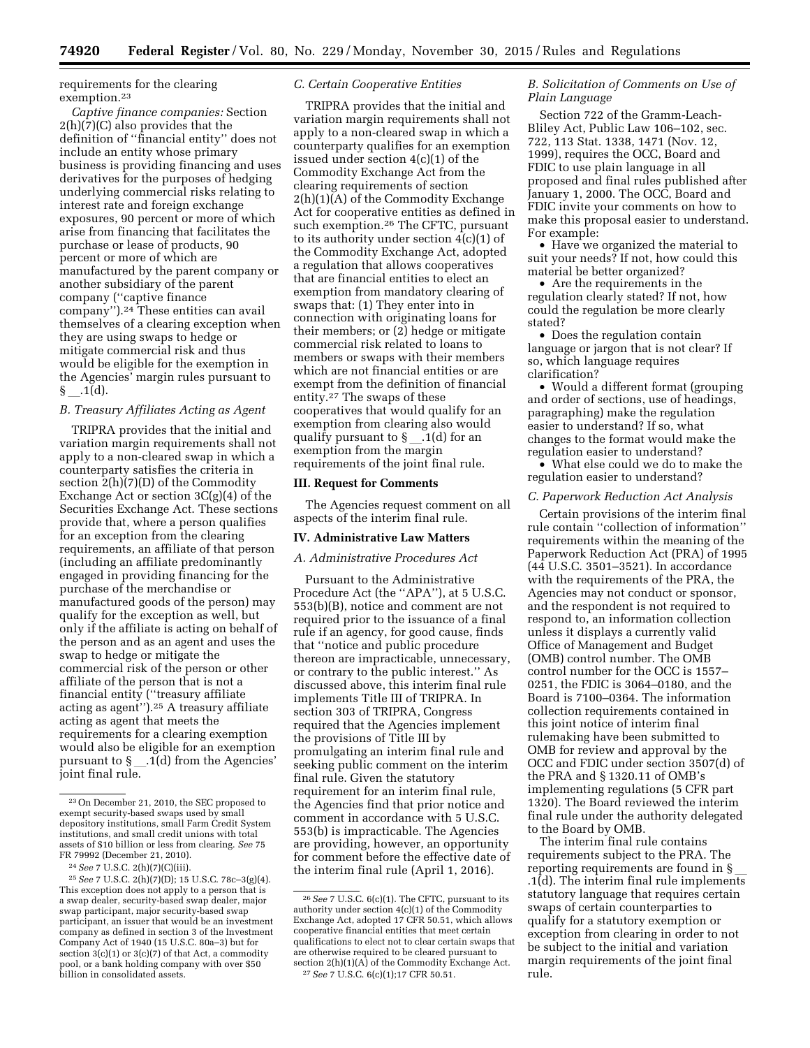requirements for the clearing exemption.[23]

*Captive finance companies:* Section 2(h)(7)(C) also provides that the definition of ''financial entity'' does not include an entity whose primary business is providing financing and uses derivatives for the purposes of hedging underlying commercial risks relating to interest rate and foreign exchange exposures, 90 percent or more of which arise from financing that facilitates the purchase or lease of products, 90 percent or more of which are manufactured by the parent company or another subsidiary of the parent company (''captive finance company'').[24] These entities can avail themselves of a clearing exception when they are using swaps to hedge or mitigate commercial risk and thus would be eligible for the exemption in the Agencies' margin rules pursuant to § __.1(d).

### B. Treasury Affiliates Acting as Agent

TRIPRA provides that the initial and variation margin requirements shall not apply to a non-cleared swap in which a counterparty satisfies the criteria in section 2(h)(7)(D) of the Commodity Exchange Act or section 3C(g)(4) of the Securities Exchange Act. These sections provide that, where a person qualifies for an exception from the clearing requirements, an affiliate of that person (including an affiliate predominantly engaged in providing financing for the purchase of the merchandise or manufactured goods of the person) may qualify for the exception as well, but only if the affiliate is acting on behalf of the person and as an agent and uses the swap to hedge or mitigate the commercial risk of the person or other affiliate of the person that is not a financial entity (''treasury affiliate acting as agent'').[25] A treasury affiliate acting as agent that meets the requirements for a clearing exemption would also be eligible for an exemption pursuant to § __.1(d) from the Agencies' joint final rule.

### C. Certain Cooperative Entities

TRIPRA provides that the initial and variation margin requirements shall not apply to a non-cleared swap in which a counterparty qualifies for an exemption issued under section 4(c)(1) of the Commodity Exchange Act from the clearing requirements of section 2(h)(1)(A) of the Commodity Exchange Act for cooperative entities as defined in such exemption.[26] The CFTC, pursuant to its authority under section 4(c)(1) of the Commodity Exchange Act, adopted a regulation that allows cooperatives that are financial entities to elect an exemption from mandatory clearing of swaps that: (1) They enter into in connection with originating loans for their members; or (2) hedge or mitigate commercial risk related to loans to members or swaps with their members which are not financial entities or are exempt from the definition of financial entity.[27] The swaps of these cooperatives that would qualify for an exemption from clearing also would qualify pursuant to § __.1(d) for an exemption from the margin requirements of the joint final rule.

## III. Request for Comments

The Agencies request comment on all aspects of the interim final rule.

## IV. Administrative Law Matters

### A. Administrative Procedures Act

Pursuant to the Administrative Procedure Act (the ''APA''), at 5 U.S.C. 553(b)(B), notice and comment are not required prior to the issuance of a final rule if an agency, for good cause, finds that ''notice and public procedure thereon are impracticable, unnecessary, or contrary to the public interest.'' As discussed above, this interim final rule implements Title III of TRIPRA. In section 303 of TRIPRA, Congress required that the Agencies implement the provisions of Title III by promulgating an interim final rule and seeking public comment on the interim final rule. Given the statutory requirement for an interim final rule, the Agencies find that prior notice and comment in accordance with 5 U.S.C. 553(b) is impracticable. The Agencies are providing, however, an opportunity for comment before the effective date of the interim final rule (April 1, 2016).

### B. Solicitation of Comments on Use of Plain Language

Section 722 of the Gramm-Leach-Bliley Act, Public Law 106–102, sec. 722, 113 Stat. 1338, 1471 (Nov. 12, 1999), requires the OCC, Board and FDIC to use plain language in all proposed and final rules published after January 1, 2000. The OCC, Board and FDIC invite your comments on how to make this proposal easier to understand. For example:

- Have we organized the material to suit your needs? If not, how could this material be better organized?
- Are the requirements in the regulation clearly stated? If not, how could the regulation be more clearly stated?
- Does the regulation contain language or jargon that is not clear? If so, which language requires clarification?
- Would a different format (grouping and order of sections, use of headings, paragraphing) make the regulation easier to understand? If so, what changes to the format would make the regulation easier to understand?
- What else could we do to make the regulation easier to understand?

### C. Paperwork Reduction Act Analysis

Certain provisions of the interim final rule contain ''collection of information'' requirements within the meaning of the Paperwork Reduction Act (PRA) of 1995 (44 U.S.C. 3501–3521). In accordance with the requirements of the PRA, the Agencies may not conduct or sponsor, and the respondent is not required to respond to, an information collection unless it displays a currently valid Office of Management and Budget (OMB) control number. The OMB control number for the OCC is 1557–0251, the FDIC is 3064–0180, and the Board is 7100–0364. The information collection requirements contained in this joint notice of interim final rulemaking have been submitted to OMB for review and approval by the OCC and FDIC under section 3507(d) of the PRA and § 1320.11 of OMB's implementing regulations (5 CFR part 1320). The Board reviewed the interim final rule under the authority delegated to the Board by OMB.

The interim final rule contains requirements subject to the PRA. The reporting requirements are found in § __.1(d). The interim final rule implements statutory language that requires certain swaps of certain counterparties to qualify for a statutory exemption or exception from clearing in order to not be subject to the initial and variation margin requirements of the joint final rule.

---

[23] On December 21, 2010, the SEC proposed to exempt security-based swaps used by small depository institutions, small Farm Credit System institutions, and small credit unions with total assets of $10 billion or less from clearing. *See* 75 FR 79992 (December 21, 2010).

[24] *See* 7 U.S.C. 2(h)(7)(C)(iii).

[25] *See* 7 U.S.C. 2(h)(7)(D); 15 U.S.C. 78c–3(g)(4). This exception does not apply to a person that is a swap dealer, security-based swap dealer, major swap participant, major security-based swap participant, an issuer that would be an investment company as defined in section 3 of the Investment Company Act of 1940 (15 U.S.C. 80a–3) but for section 3(c)(1) or 3(c)(7) of that Act, a commodity pool, or a bank holding company with over $50 billion in consolidated assets.

[26] *See* 7 U.S.C. 6(c)(1). The CFTC, pursuant to its authority under section 4(c)(1) of the Commodity Exchange Act, adopted 17 CFR 50.51, which allows cooperative financial entities that meet certain qualifications to elect not to clear certain swaps that are otherwise required to be cleared pursuant to section 2(h)(1)(A) of the Commodity Exchange Act.

[27] *See* 7 U.S.C. 6(c)(1);17 CFR 50.51.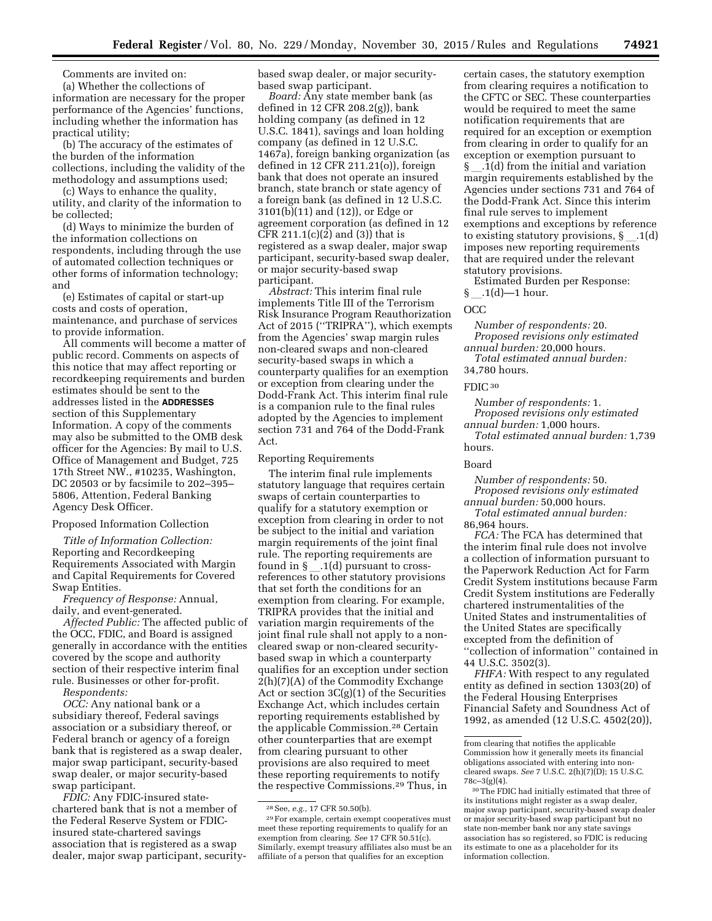Comments are invited on:

(a) Whether the collections of information are necessary for the proper performance of the Agencies' functions, including whether the information has practical utility;

(b) The accuracy of the estimates of the burden of the information collections, including the validity of the methodology and assumptions used;

(c) Ways to enhance the quality, utility, and clarity of the information to be collected;

(d) Ways to minimize the burden of the information collections on respondents, including through the use of automated collection techniques or other forms of information technology; and

(e) Estimates of capital or start-up costs and costs of operation, maintenance, and purchase of services to provide information.

All comments will become a matter of public record. Comments on aspects of this notice that may affect reporting or recordkeeping requirements and burden estimates should be sent to the addresses listed in the **ADDRESSES** section of this Supplementary Information. A copy of the comments may also be submitted to the OMB desk officer for the Agencies: By mail to U.S. Office of Management and Budget, 725 17th Street NW., #10235, Washington, DC 20503 or by facsimile to 202–395–5806, Attention, Federal Banking Agency Desk Officer.

Proposed Information Collection

*Title of Information Collection:* Reporting and Recordkeeping Requirements Associated with Margin and Capital Requirements for Covered Swap Entities.

*Frequency of Response:* Annual, daily, and event-generated.

*Affected Public:* The affected public of the OCC, FDIC, and Board is assigned generally in accordance with the entities covered by the scope and authority section of their respective interim final rule. Businesses or other for-profit.

*Respondents:*

*OCC:* Any national bank or a subsidiary thereof, Federal savings association or a subsidiary thereof, or Federal branch or agency of a foreign bank that is registered as a swap dealer, major swap participant, security-based swap dealer, or major security-based swap participant.

*FDIC:* Any FDIC-insured state-chartered bank that is not a member of the Federal Reserve System or FDIC-insured state-chartered savings association that is registered as a swap dealer, major swap participant, security-based swap dealer, or major security-based swap participant.

*Board:* Any state member bank (as defined in 12 CFR 208.2(g)), bank holding company (as defined in 12 U.S.C. 1841), savings and loan holding company (as defined in 12 U.S.C. 1467a), foreign banking organization (as defined in 12 CFR 211.21(o)), foreign bank that does not operate an insured branch, state branch or state agency of a foreign bank (as defined in 12 U.S.C. 3101(b)(11) and (12)), or Edge or agreement corporation (as defined in 12 CFR 211.1(c)(2) and (3)) that is registered as a swap dealer, major swap participant, security-based swap dealer, or major security-based swap participant.

*Abstract:* This interim final rule implements Title III of the Terrorism Risk Insurance Program Reauthorization Act of 2015 (''TRIPRA''), which exempts from the Agencies' swap margin rules non-cleared swaps and non-cleared security-based swaps in which a counterparty qualifies for an exemption or exception from clearing under the Dodd-Frank Act. This interim final rule is a companion rule to the final rules adopted by the Agencies to implement section 731 and 764 of the Dodd-Frank Act.

Reporting Requirements

The interim final rule implements statutory language that requires certain swaps of certain counterparties to qualify for a statutory exemption or exception from clearing in order to not be subject to the initial and variation margin requirements of the joint final rule. The reporting requirements are found in § __.1(d) pursuant to cross-references to other statutory provisions that set forth the conditions for an exemption from clearing. For example, TRIPRA provides that the initial and variation margin requirements of the joint final rule shall not apply to a non-cleared swap or non-cleared security-based swap in which a counterparty qualifies for an exception under section 2(h)(7)(A) of the Commodity Exchange Act or section 3C(g)(1) of the Securities Exchange Act, which includes certain reporting requirements established by the applicable Commission.[28] Certain other counterparties that are exempt from clearing pursuant to other provisions are also required to meet these reporting requirements to notify the respective Commissions.[29] Thus, in certain cases, the statutory exemption from clearing requires a notification to the CFTC or SEC. These counterparties would be required to meet the same notification requirements that are required for an exception or exemption from clearing in order to qualify for an exception or exemption pursuant to § __.1(d) from the initial and variation margin requirements established by the Agencies under sections 731 and 764 of the Dodd-Frank Act. Since this interim final rule serves to implement exemptions and exceptions by reference to existing statutory provisions, § __.1(d) imposes new reporting requirements that are required under the relevant statutory provisions.

Estimated Burden per Response: § __.1(d)—1 hour.

OCC

*Number of respondents:* 20.

*Proposed revisions only estimated annual burden:* 20,000 hours.

*Total estimated annual burden:* 34,780 hours.

FDIC [30]

*Number of respondents:* 1.

*Proposed revisions only estimated annual burden:* 1,000 hours.

*Total estimated annual burden:* 1,739 hours.

Board

*Number of respondents:* 50.

*Proposed revisions only estimated annual burden:* 50,000 hours.

*Total estimated annual burden:* 86,964 hours.

*FCA:* The FCA has determined that the interim final rule does not involve a collection of information pursuant to the Paperwork Reduction Act for Farm Credit System institutions because Farm Credit System institutions are Federally chartered instrumentalities of the United States and instrumentalities of the United States are specifically excepted from the definition of ''collection of information'' contained in 44 U.S.C. 3502(3).

*FHFA:* With respect to any regulated entity as defined in section 1303(20) of the Federal Housing Enterprises Financial Safety and Soundness Act of 1992, as amended (12 U.S.C. 4502(20)),

---

[28] See, *e.g.,* 17 CFR 50.50(b).

[29] For example, certain exempt cooperatives must meet these reporting requirements to qualify for an exemption from clearing. *See* 17 CFR 50.51(c). Similarly, exempt treasury affiliates also must be an affiliate of a person that qualifies for an exception from clearing that notifies the applicable Commission how it generally meets its financial obligations associated with entering into non-cleared swaps. *See* 7 U.S.C. 2(h)(7)(D); 15 U.S.C. 78c–3(g)(4).

[30] The FDIC had initially estimated that three of its institutions might register as a swap dealer, major swap participant, security-based swap dealer or major security-based swap participant but no state non-member bank nor any state savings association has so registered, so FDIC is reducing its estimate to one as a placeholder for its information collection.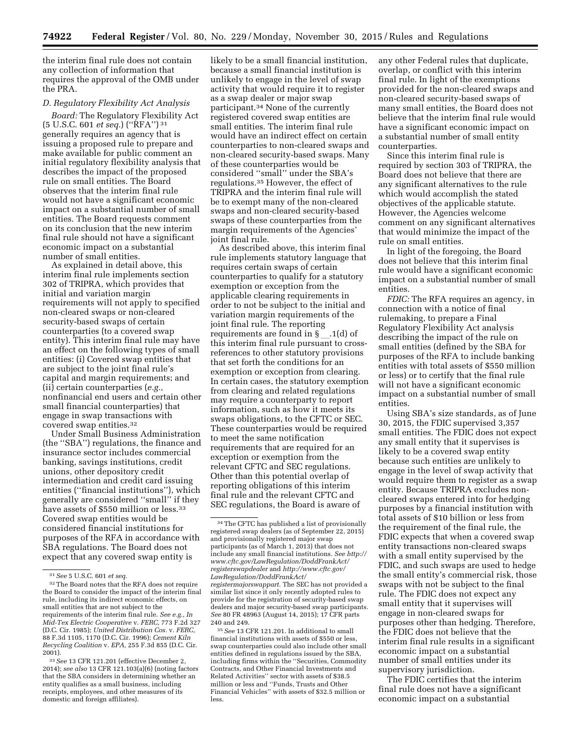the interim final rule does not contain any collection of information that requires the approval of the OMB under the PRA.

### *D. Regulatory Flexibility Act Analysis*

*Board:* The Regulatory Flexibility Act (5 U.S.C. 601 *et seq.*) ("RFA")[31] generally requires an agency that is issuing a proposed rule to prepare and make available for public comment an initial regulatory flexibility analysis that describes the impact of the proposed rule on small entities. The Board observes that the interim final rule would not have a significant economic impact on a substantial number of small entities. The Board requests comment on its conclusion that the new interim final rule should not have a significant economic impact on a substantial number of small entities.

As explained in detail above, this interim final rule implements section 302 of TRIPRA, which provides that initial and variation margin requirements will not apply to specified non-cleared swaps or non-cleared security-based swaps of certain counterparties (to a covered swap entity). This interim final rule may have an effect on the following types of small entities: (i) Covered swap entities that are subject to the joint final rule's capital and margin requirements; and (ii) certain counterparties (*e.g.,* nonfinancial end users and certain other small financial counterparties) that engage in swap transactions with covered swap entities.[32]

Under Small Business Administration (the "SBA") regulations, the finance and insurance sector includes commercial banking, savings institutions, credit unions, other depository credit intermediation and credit card issuing entities ("financial institutions"), which generally are considered "small" if they have assets of $550 million or less.[33] Covered swap entities would be considered financial institutions for purposes of the RFA in accordance with SBA regulations. The Board does not expect that any covered swap entity is likely to be a small financial institution, because a small financial institution is unlikely to engage in the level of swap activity that would require it to register as a swap dealer or major swap participant.[34] None of the currently registered covered swap entities are small entities. The interim final rule would have an indirect effect on certain counterparties to non-cleared swaps and non-cleared security-based swaps. Many of these counterparties would be considered "small" under the SBA's regulations.[35] However, the effect of TRIPRA and the interim final rule will be to exempt many of the non-cleared swaps and non-cleared security-based swaps of these counterparties from the margin requirements of the Agencies' joint final rule.

As described above, this interim final rule implements statutory language that requires certain swaps of certain counterparties to qualify for a statutory exemption or exception from the applicable clearing requirements in order to not be subject to the initial and variation margin requirements of the joint final rule. The reporting requirements are found in § __.1(d) of this interim final rule pursuant to cross-references to other statutory provisions that set forth the conditions for an exemption or exception from clearing. In certain cases, the statutory exemption from clearing and related regulations may require a counterparty to report information, such as how it meets its swaps obligations, to the CFTC or SEC. These counterparties would be required to meet the same notification requirements that are required for an exception or exemption from the relevant CFTC and SEC regulations. Other than this potential overlap of reporting obligations of this interim final rule and the relevant CFTC and SEC regulations, the Board is aware of any other Federal rules that duplicate, overlap, or conflict with this interim final rule. In light of the exemptions provided for the non-cleared swaps and non-cleared security-based swaps of many small entities, the Board does not believe that the interim final rule would have a significant economic impact on a substantial number of small entity counterparties.

Since this interim final rule is required by section 303 of TRIPRA, the Board does not believe that there are any significant alternatives to the rule which would accomplish the stated objectives of the applicable statute. However, the Agencies welcome comment on any significant alternatives that would minimize the impact of the rule on small entities.

In light of the foregoing, the Board does not believe that this interim final rule would have a significant economic impact on a substantial number of small entities.

*FDIC:* The RFA requires an agency, in connection with a notice of final rulemaking, to prepare a Final Regulatory Flexibility Act analysis describing the impact of the rule on small entities (defined by the SBA for purposes of the RFA to include banking entities with total assets of $550 million or less) or to certify that the final rule will not have a significant economic impact on a substantial number of small entities.

Using SBA's size standards, as of June 30, 2015, the FDIC supervised 3,357 small entities. The FDIC does not expect any small entity that it supervises is likely to be a covered swap entity because such entities are unlikely to engage in the level of swap activity that would require them to register as a swap entity. Because TRIPRA excludes non-cleared swaps entered into for hedging purposes by a financial institution with total assets of $10 billion or less from the requirement of the final rule, the FDIC expects that when a covered swap entity transactions non-cleared swaps with a small entity supervised by the FDIC, and such swaps are used to hedge the small entity's commercial risk, those swaps with not be subject to the final rule. The FDIC does not expect any small entity that it supervises will engage in non-cleared swaps for purposes other than hedging. Therefore, the FDIC does not believe that the interim final rule results in a significant economic impact on a substantial number of small entities under its supervisory jurisdiction.

The FDIC certifies that the interim final rule does not have a significant economic impact on a substantial

---

[31] *See* 5 U.S.C. 601 *et seq.*

[32] The Board notes that the RFA does not require the Board to consider the impact of the interim final rule, including its indirect economic effects, on small entities that are not subject to the requirements of the interim final rule. *See e.g., In Mid-Tex Electric Cooperative* v. *FERC,* 773 F.2d 327 (D.C. Cir. 1985); *United Distribution Cos.* v. *FERC,* 88 F.3d 1105, 1170 (D.C. Cir. 1996); *Cement Kiln Recycling Coalition* v. *EPA,* 255 F.3d 855 (D.C. Cir. 2001).

[33] *See* 13 CFR 121.201 (effective December 2, 2014); *see also* 13 CFR 121.103(a)(6) (noting factors that the SBA considers in determining whether an entity qualifies as a small business, including receipts, employees, and other measures of its domestic and foreign affiliates).

[34] The CFTC has published a list of provisionally registered swap dealers (as of September 22, 2015) and provisionally registered major swap participants (as of March 1, 2013) that does not include any small financial institutions. *See http://www.cftc.gov/LawRegulation/DoddFrankAct/registerswapdealer* and *http://www.cftc.gov/LawRegulation/DoddFrankAct/registermajorswappart.* The SEC has not provided a similar list since it only recently adopted rules to provide for the registration of security-based swap dealers and major security-based swap participants. *See* 80 FR 48963 (August 14, 2015); 17 CFR parts 240 and 249.

[35] *See* 13 CFR 121.201. In additional to small financial institutions with assets of $550 or less, swap counterparties could also include other small entities defined in regulations issued by the SBA, including firms within the "Securities, Commodity Contracts, and Other Financial Investments and Related Activities" sector with assets of $38.5 million or less and "Funds, Trusts and Other Financial Vehicles" with assets of $32.5 million or less.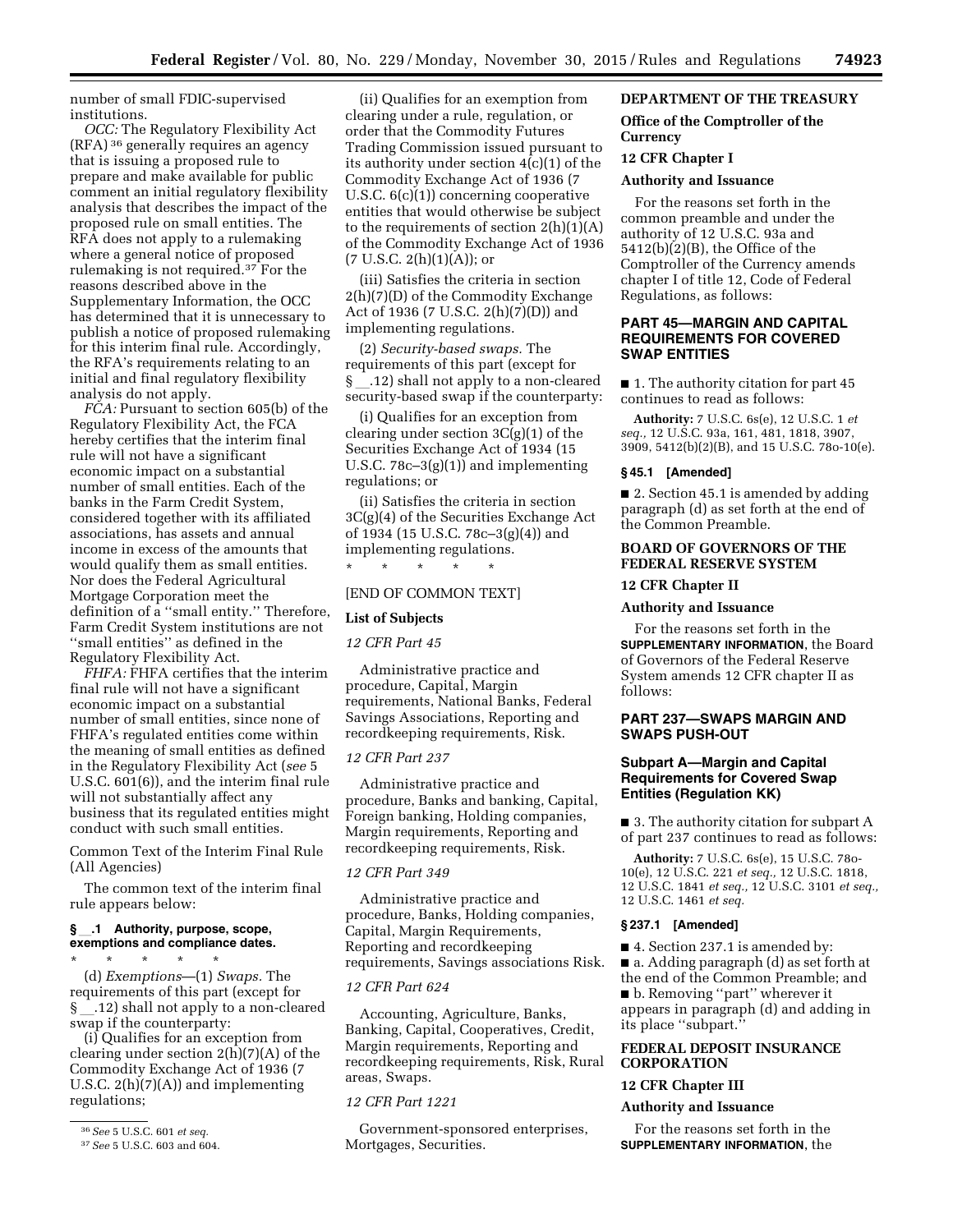number of small FDIC-supervised institutions.

*OCC:* The Regulatory Flexibility Act (RFA) [36] generally requires an agency that is issuing a proposed rule to prepare and make available for public comment an initial regulatory flexibility analysis that describes the impact of the proposed rule on small entities. The RFA does not apply to a rulemaking where a general notice of proposed rulemaking is not required.[37] For the reasons described above in the Supplementary Information, the OCC has determined that it is unnecessary to publish a notice of proposed rulemaking for this interim final rule. Accordingly, the RFA's requirements relating to an initial and final regulatory flexibility analysis do not apply.

*FCA:* Pursuant to section 605(b) of the Regulatory Flexibility Act, the FCA hereby certifies that the interim final rule will not have a significant economic impact on a substantial number of small entities. Each of the banks in the Farm Credit System, considered together with its affiliated associations, has assets and annual income in excess of the amounts that would qualify them as small entities. Nor does the Federal Agricultural Mortgage Corporation meet the definition of a ''small entity.'' Therefore, Farm Credit System institutions are not ''small entities'' as defined in the Regulatory Flexibility Act.

*FHFA:* FHFA certifies that the interim final rule will not have a significant economic impact on a substantial number of small entities, since none of FHFA's regulated entities come within the meaning of small entities as defined in the Regulatory Flexibility Act (*see* 5 U.S.C. 601(6)), and the interim final rule will not substantially affect any business that its regulated entities might conduct with such small entities.

Common Text of the Interim Final Rule (All Agencies)

The common text of the interim final rule appears below:

#### § __.1 Authority, purpose, scope, exemptions and compliance dates.

\* \* \* \* \*

(d) *Exemptions*—(1) *Swaps.* The requirements of this part (except for § __.12) shall not apply to a non-cleared swap if the counterparty:

(i) Qualifies for an exception from clearing under section 2(h)(7)(A) of the Commodity Exchange Act of 1936 (7 U.S.C. 2(h)(7)(A)) and implementing regulations;

(ii) Qualifies for an exemption from clearing under a rule, regulation, or order that the Commodity Futures Trading Commission issued pursuant to its authority under section 4(c)(1) of the Commodity Exchange Act of 1936 (7 U.S.C. 6(c)(1)) concerning cooperative entities that would otherwise be subject to the requirements of section 2(h)(1)(A) of the Commodity Exchange Act of 1936 (7 U.S.C. 2(h)(1)(A)); or

(iii) Satisfies the criteria in section 2(h)(7)(D) of the Commodity Exchange Act of 1936 (7 U.S.C. 2(h)(7)(D)) and implementing regulations.

(2) *Security-based swaps.* The requirements of this part (except for § __.12) shall not apply to a non-cleared security-based swap if the counterparty:

(i) Qualifies for an exception from clearing under section 3C(g)(1) of the Securities Exchange Act of 1934 (15 U.S.C. 78c–3(g)(1)) and implementing regulations; or

(ii) Satisfies the criteria in section 3C(g)(4) of the Securities Exchange Act of 1934 (15 U.S.C. 78c–3(g)(4)) and implementing regulations.

\* \* \* \* \*

[END OF COMMON TEXT]

### List of Subjects

*12 CFR Part 45*

Administrative practice and procedure, Capital, Margin requirements, National Banks, Federal Savings Associations, Reporting and recordkeeping requirements, Risk.

*12 CFR Part 237*

Administrative practice and procedure, Banks and banking, Capital, Foreign banking, Holding companies, Margin requirements, Reporting and recordkeeping requirements, Risk.

*12 CFR Part 349*

Administrative practice and procedure, Banks, Holding companies, Capital, Margin Requirements, Reporting and recordkeeping requirements, Savings associations Risk.

*12 CFR Part 624*

Accounting, Agriculture, Banks, Banking, Capital, Cooperatives, Credit, Margin requirements, Reporting and recordkeeping requirements, Risk, Rural areas, Swaps.

*12 CFR Part 1221*

Government-sponsored enterprises, Mortgages, Securities.

## DEPARTMENT OF THE TREASURY

### Office of the Comptroller of the Currency

### 12 CFR Chapter I

### Authority and Issuance

For the reasons set forth in the common preamble and under the authority of 12 U.S.C. 93a and 5412(b)(2)(B), the Office of the Comptroller of the Currency amends chapter I of title 12, Code of Federal Regulations, as follows:

### PART 45—MARGIN AND CAPITAL REQUIREMENTS FOR COVERED SWAP ENTITIES

■ 1. The authority citation for part 45 continues to read as follows:

**Authority:** 7 U.S.C. 6s(e), 12 U.S.C. 1 *et seq.,* 12 U.S.C. 93a, 161, 481, 1818, 3907, 3909, 5412(b)(2)(B), and 15 U.S.C. 78o-10(e).

#### § 45.1 [Amended]

■ 2. Section 45.1 is amended by adding paragraph (d) as set forth at the end of the Common Preamble.

## BOARD OF GOVERNORS OF THE FEDERAL RESERVE SYSTEM

### 12 CFR Chapter II

### Authority and Issuance

For the reasons set forth in the **SUPPLEMENTARY INFORMATION**, the Board of Governors of the Federal Reserve System amends 12 CFR chapter II as follows:

### PART 237—SWAPS MARGIN AND SWAPS PUSH-OUT

### Subpart A—Margin and Capital Requirements for Covered Swap Entities (Regulation KK)

■ 3. The authority citation for subpart A of part 237 continues to read as follows:

**Authority:** 7 U.S.C. 6s(e), 15 U.S.C. 78o-10(e), 12 U.S.C. 221 *et seq.,* 12 U.S.C. 1818, 12 U.S.C. 1841 *et seq.,* 12 U.S.C. 3101 *et seq.,* 12 U.S.C. 1461 *et seq.*

#### § 237.1 [Amended]

■ 4. Section 237.1 is amended by:

■ a. Adding paragraph (d) as set forth at the end of the Common Preamble; and

■ b. Removing ''part'' wherever it appears in paragraph (d) and adding in its place ''subpart.''

## FEDERAL DEPOSIT INSURANCE CORPORATION

### 12 CFR Chapter III

### Authority and Issuance

For the reasons set forth in the **SUPPLEMENTARY INFORMATION**, the

---

[36] *See* 5 U.S.C. 601 *et seq.*

[37] *See* 5 U.S.C. 603 and 604.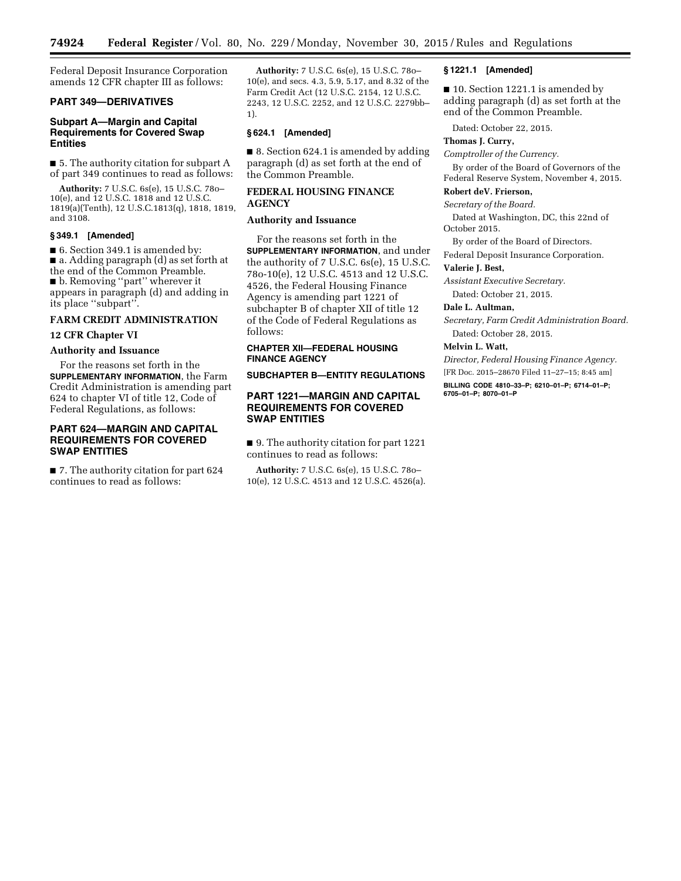Federal Deposit Insurance Corporation amends 12 CFR chapter III as follows:

## PART 349—DERIVATIVES

### Subpart A—Margin and Capital Requirements for Covered Swap Entities

■ 5. The authority citation for subpart A of part 349 continues to read as follows:

**Authority:** 7 U.S.C. 6s(e), 15 U.S.C. 78o–10(e), and 12 U.S.C. 1818 and 12 U.S.C. 1819(a)(Tenth), 12 U.S.C.1813(q), 1818, 1819, and 3108.

### § 349.1 [Amended]

■ 6. Section 349.1 is amended by:

■ a. Adding paragraph (d) as set forth at the end of the Common Preamble.

■ b. Removing ''part'' wherever it appears in paragraph (d) and adding in its place ''subpart''.

## FARM CREDIT ADMINISTRATION

### 12 CFR Chapter VI

### Authority and Issuance

For the reasons set forth in the **SUPPLEMENTARY INFORMATION**, the Farm Credit Administration is amending part 624 to chapter VI of title 12, Code of Federal Regulations, as follows:

## PART 624—MARGIN AND CAPITAL REQUIREMENTS FOR COVERED SWAP ENTITIES

■ 7. The authority citation for part 624 continues to read as follows:

**Authority:** 7 U.S.C. 6s(e), 15 U.S.C. 78o–10(e), and secs. 4.3, 5.9, 5.17, and 8.32 of the Farm Credit Act (12 U.S.C. 2154, 12 U.S.C. 2243, 12 U.S.C. 2252, and 12 U.S.C. 2279bb–1).

### § 624.1 [Amended]

■ 8. Section 624.1 is amended by adding paragraph (d) as set forth at the end of the Common Preamble.

## FEDERAL HOUSING FINANCE AGENCY

### Authority and Issuance

For the reasons set forth in the **SUPPLEMENTARY INFORMATION**, and under the authority of 7 U.S.C. 6s(e), 15 U.S.C. 78o-10(e), 12 U.S.C. 4513 and 12 U.S.C. 4526, the Federal Housing Finance Agency is amending part 1221 of subchapter B of chapter XII of title 12 of the Code of Federal Regulations as follows:

## CHAPTER XII—FEDERAL HOUSING FINANCE AGENCY

## SUBCHAPTER B—ENTITY REGULATIONS

## PART 1221—MARGIN AND CAPITAL REQUIREMENTS FOR COVERED SWAP ENTITIES

■ 9. The authority citation for part 1221 continues to read as follows:

**Authority:** 7 U.S.C. 6s(e), 15 U.S.C. 78o–10(e), 12 U.S.C. 4513 and 12 U.S.C. 4526(a).

### § 1221.1 [Amended]

■ 10. Section 1221.1 is amended by adding paragraph (d) as set forth at the end of the Common Preamble.

Dated: October 22, 2015.

**Thomas J. Curry,**

*Comptroller of the Currency.*

By order of the Board of Governors of the Federal Reserve System, November 4, 2015.

**Robert deV. Frierson,**

*Secretary of the Board.*

Dated at Washington, DC, this 22nd of October 2015.

By order of the Board of Directors.

Federal Deposit Insurance Corporation.

**Valerie J. Best,**

*Assistant Executive Secretary.*

Dated: October 21, 2015.

**Dale L. Aultman,**

*Secretary, Farm Credit Administration Board.*

Dated: October 28, 2015.

**Melvin L. Watt,**

*Director, Federal Housing Finance Agency.*

[FR Doc. 2015–28670 Filed 11–27–15; 8:45 am]

**BILLING CODE 4810–33–P; 6210–01–P; 6714–01–P; 6705–01–P; 8070–01–P**